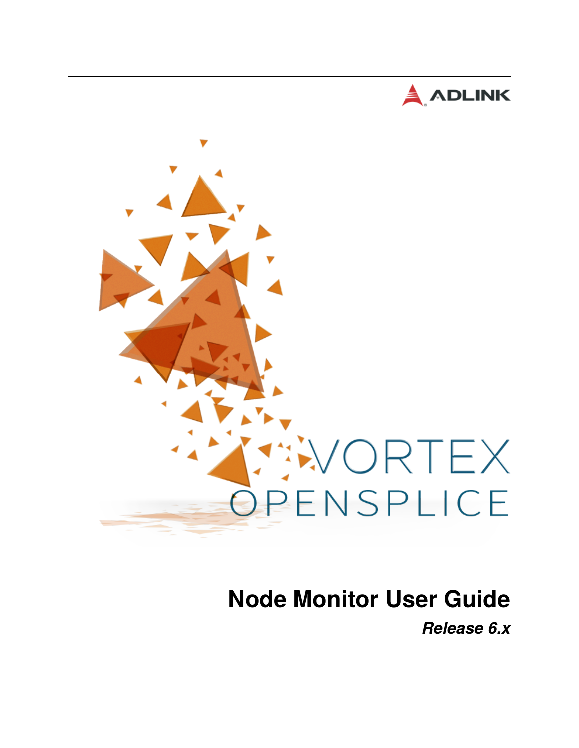ADLINK

VORTEX OPENSPLICE

# Node Monitor User Guide

***Release 6.x***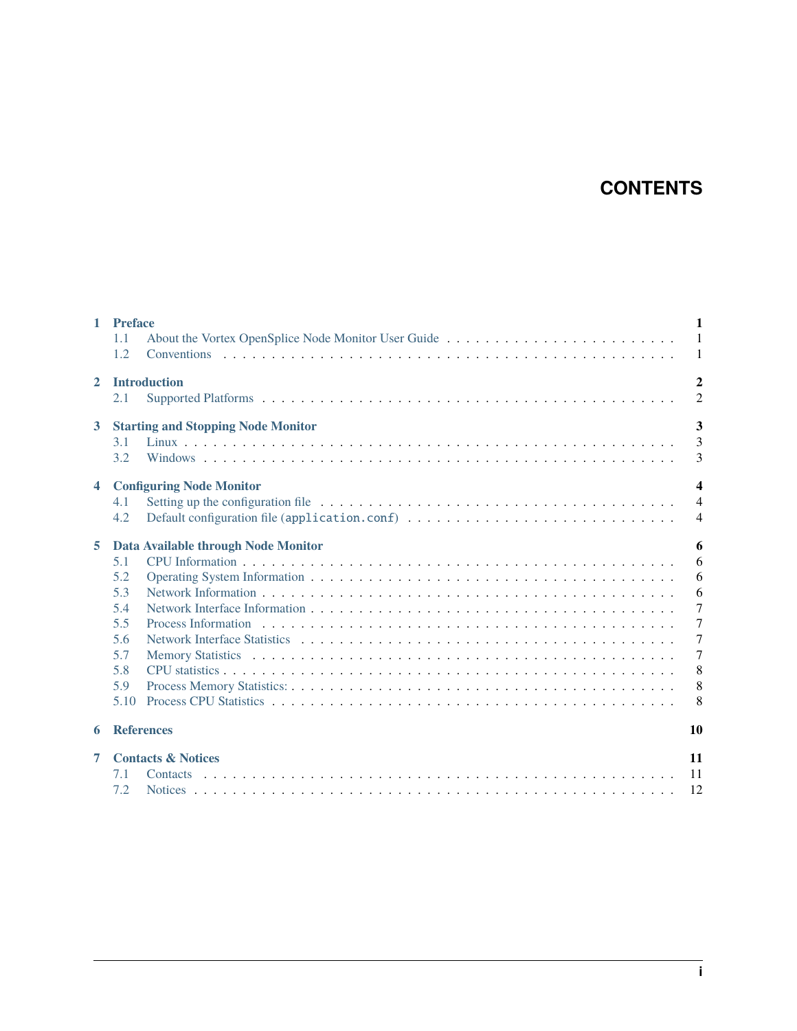# CONTENTS

- **1 Preface** — 1
  - 1.1 About the Vortex OpenSplice Node Monitor User Guide — 1
  - 1.2 Conventions — 1
- **2 Introduction** — 2
  - 2.1 Supported Platforms — 2
- **3 Starting and Stopping Node Monitor** — 3
  - 3.1 Linux — 3
  - 3.2 Windows — 3
- **4 Configuring Node Monitor** — 4
  - 4.1 Setting up the configuration file — 4
  - 4.2 Default configuration file (`application.conf`) — 4
- **5 Data Available through Node Monitor** — 6
  - 5.1 CPU Information — 6
  - 5.2 Operating System Information — 6
  - 5.3 Network Information — 6
  - 5.4 Network Interface Information — 7
  - 5.5 Process Information — 7
  - 5.6 Network Interface Statistics — 7
  - 5.7 Memory Statistics — 7
  - 5.8 CPU statistics — 8
  - 5.9 Process Memory Statistics: — 8
  - 5.10 Process CPU Statistics — 8
- **6 References** — 10
- **7 Contacts & Notices** — 11
  - 7.1 Contacts — 11
  - 7.2 Notices — 12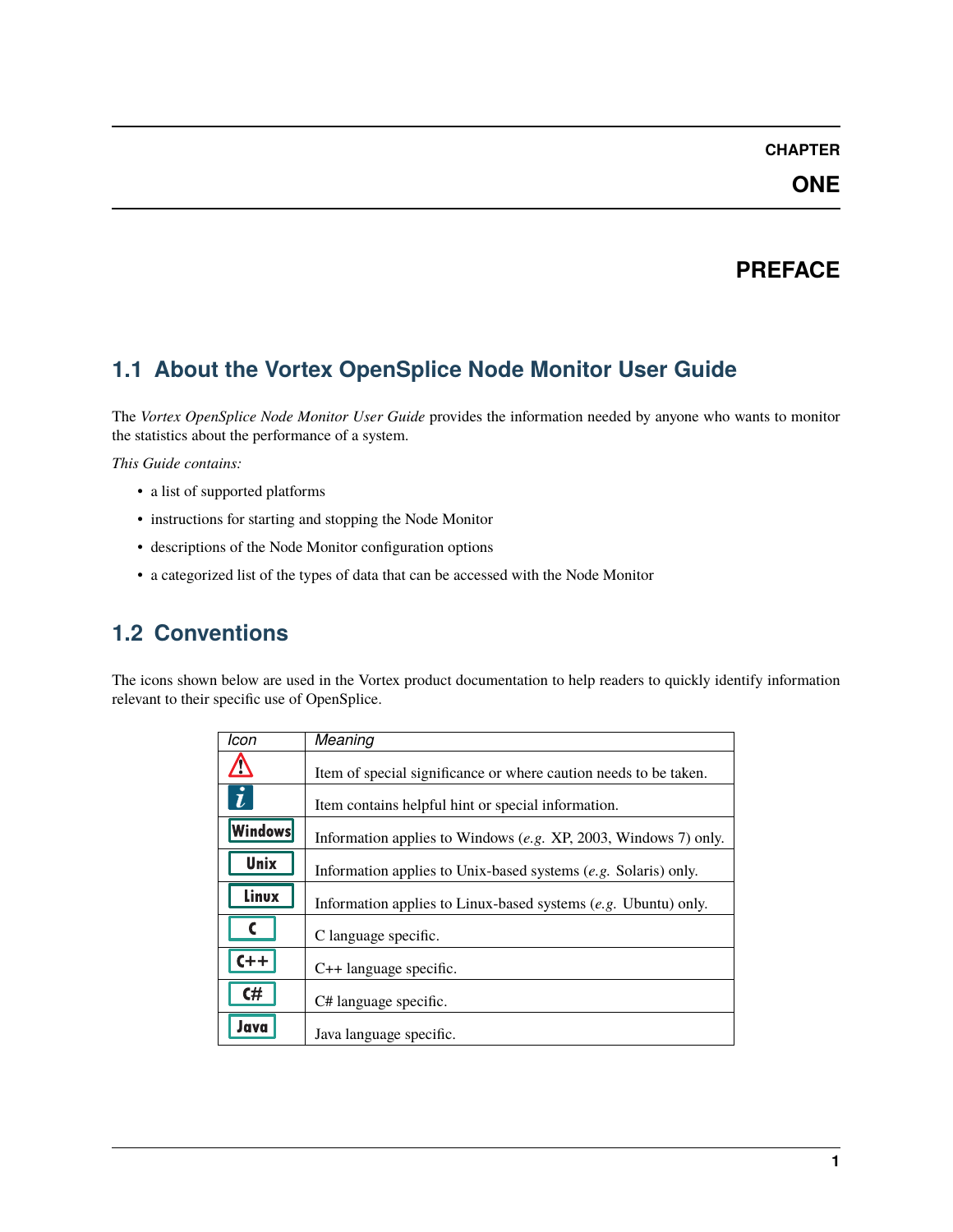# CHAPTER ONE

# PREFACE

## 1.1 About the Vortex OpenSplice Node Monitor User Guide

The *Vortex OpenSplice Node Monitor User Guide* provides the information needed by anyone who wants to monitor the statistics about the performance of a system.

*This Guide contains:*

- a list of supported platforms
- instructions for starting and stopping the Node Monitor
- descriptions of the Node Monitor configuration options
- a categorized list of the types of data that can be accessed with the Node Monitor

## 1.2 Conventions

The icons shown below are used in the Vortex product documentation to help readers to quickly identify information relevant to their specific use of OpenSplice.

| *Icon* | *Meaning* |
|---|---|
| ⚠ | Item of special significance or where caution needs to be taken. |
| i | Item contains helpful hint or special information. |
| Windows | Information applies to Windows (*e.g.* XP, 2003, Windows 7) only. |
| Unix | Information applies to Unix-based systems (*e.g.* Solaris) only. |
| Linux | Information applies to Linux-based systems (*e.g.* Ubuntu) only. |
| C | C language specific. |
| C++ | C++ language specific. |
| C# | C# language specific. |
| Java | Java language specific. |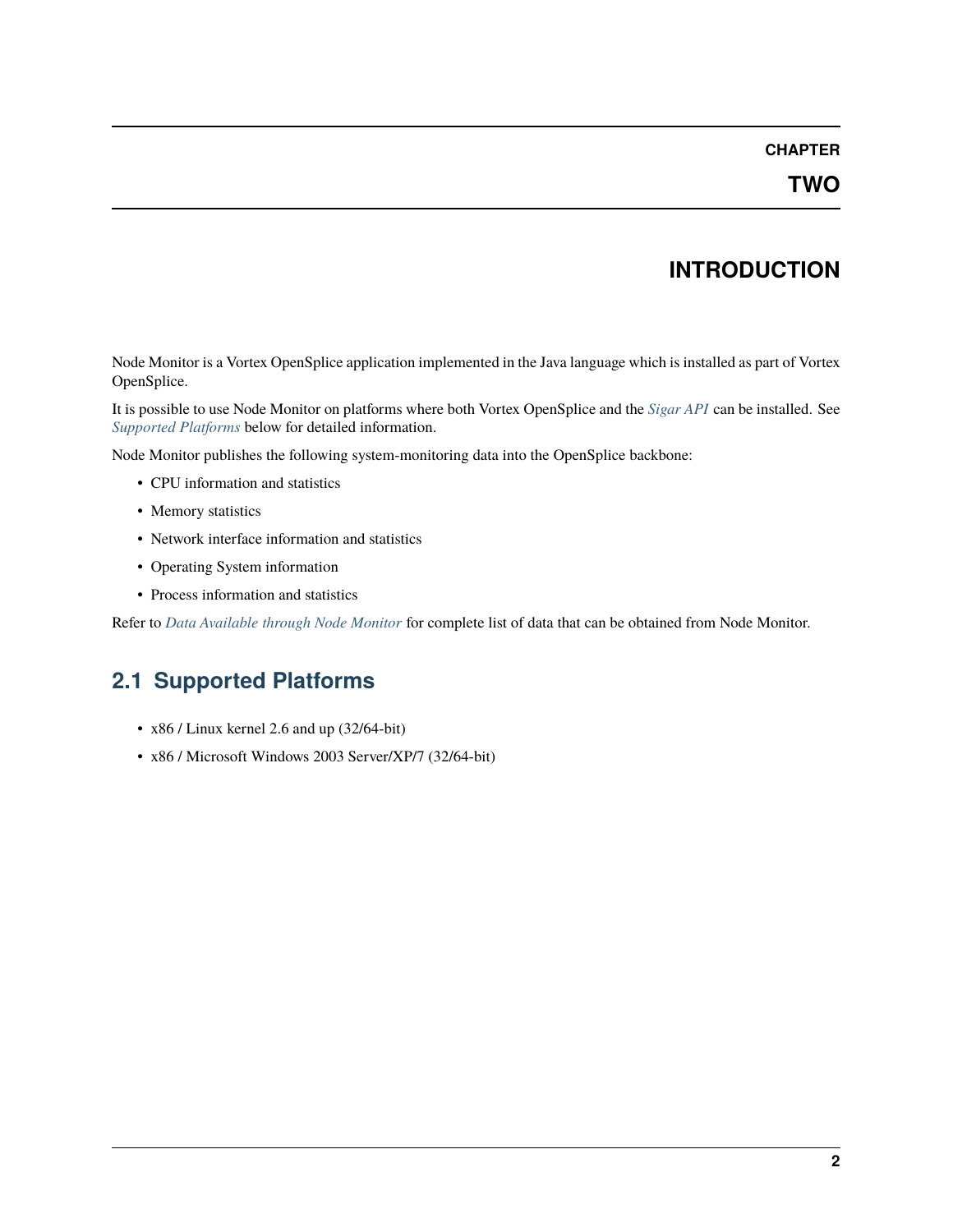# CHAPTER TWO

# INTRODUCTION

Node Monitor is a Vortex OpenSplice application implemented in the Java language which is installed as part of Vortex OpenSplice.

It is possible to use Node Monitor on platforms where both Vortex OpenSplice and the *Sigar API* can be installed. See *Supported Platforms* below for detailed information.

Node Monitor publishes the following system-monitoring data into the OpenSplice backbone:

- CPU information and statistics
- Memory statistics
- Network interface information and statistics
- Operating System information
- Process information and statistics

Refer to *Data Available through Node Monitor* for complete list of data that can be obtained from Node Monitor.

## 2.1 Supported Platforms

- x86 / Linux kernel 2.6 and up (32/64-bit)
- x86 / Microsoft Windows 2003 Server/XP/7 (32/64-bit)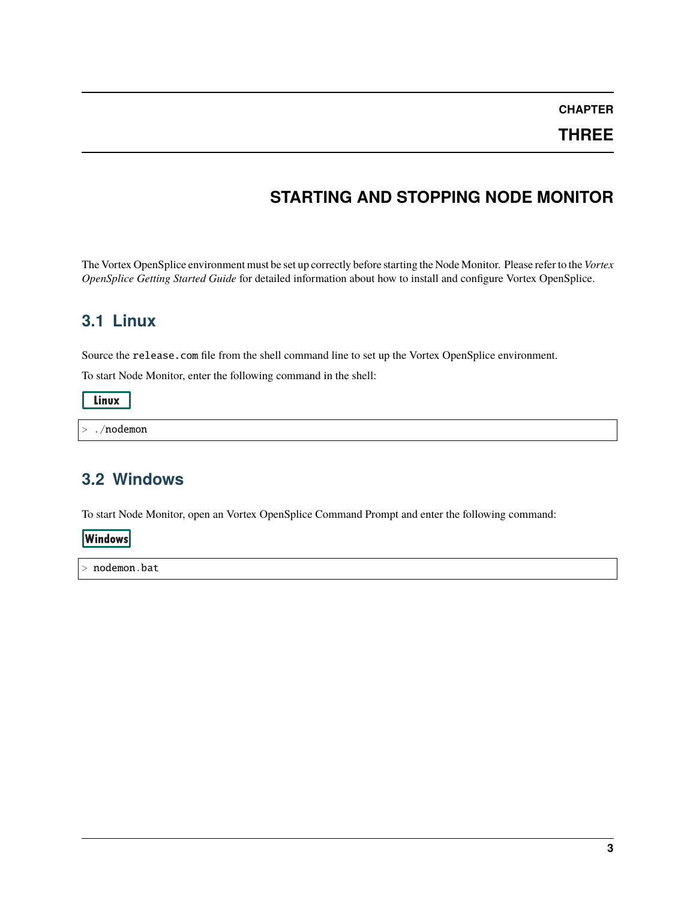# CHAPTER THREE

# STARTING AND STOPPING NODE MONITOR

The Vortex OpenSplice environment must be set up correctly before starting the Node Monitor. Please refer to the *Vortex OpenSplice Getting Started Guide* for detailed information about how to install and configure Vortex OpenSplice.

## 3.1 Linux

Source the `release.com` file from the shell command line to set up the Vortex OpenSplice environment.

To start Node Monitor, enter the following command in the shell:

Linux

```
> ./nodemon
```

## 3.2 Windows

To start Node Monitor, open an Vortex OpenSplice Command Prompt and enter the following command:

Windows

```
> nodemon.bat
```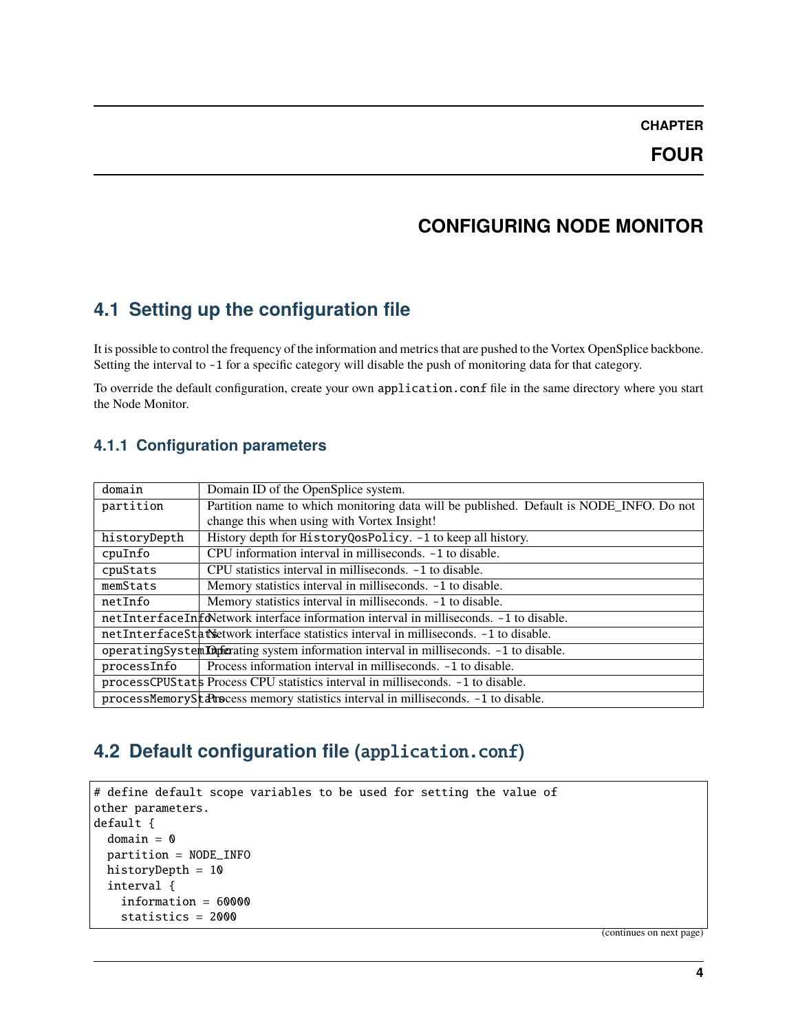# CHAPTER FOUR

# CONFIGURING NODE MONITOR

## 4.1 Setting up the configuration file

It is possible to control the frequency of the information and metrics that are pushed to the Vortex OpenSplice backbone. Setting the interval to `-1` for a specific category will disable the push of monitoring data for that category.

To override the default configuration, create your own `application.conf` file in the same directory where you start the Node Monitor.

### 4.1.1 Configuration parameters

| | |
|---|---|
| `domain` | Domain ID of the OpenSplice system. |
| `partition` | Partition name to which monitoring data will be published. Default is NODE_INFO. Do not change this when using with Vortex Insight! |
| `historyDepth` | History depth for `HistoryQosPolicy`. `-1` to keep all history. |
| `cpuInfo` | CPU information interval in milliseconds. `-1` to disable. |
| `cpuStats` | CPU statistics interval in milliseconds. `-1` to disable. |
| `memStats` | Memory statistics interval in milliseconds. `-1` to disable. |
| `netInfo` | Memory statistics interval in milliseconds. `-1` to disable. |
| `netInterfaceInfo` | Network interface information interval in milliseconds. `-1` to disable. |
| `netInterfaceStats` | Network interface statistics interval in milliseconds. `-1` to disable. |
| `operatingSystemInfo` | Operating system information interval in milliseconds. `-1` to disable. |
| `processInfo` | Process information interval in milliseconds. `-1` to disable. |
| `processCPUStats` | Process CPU statistics interval in milliseconds. `-1` to disable. |
| `processMemoryStats` | Process memory statistics interval in milliseconds. `-1` to disable. |

## 4.2 Default configuration file (`application.conf`)

```
# define default scope variables to be used for setting the value of
other parameters.
default {
  domain = 0
  partition = NODE_INFO
  historyDepth = 10
  interval {
    information = 60000
    statistics = 2000
```

(continues on next page)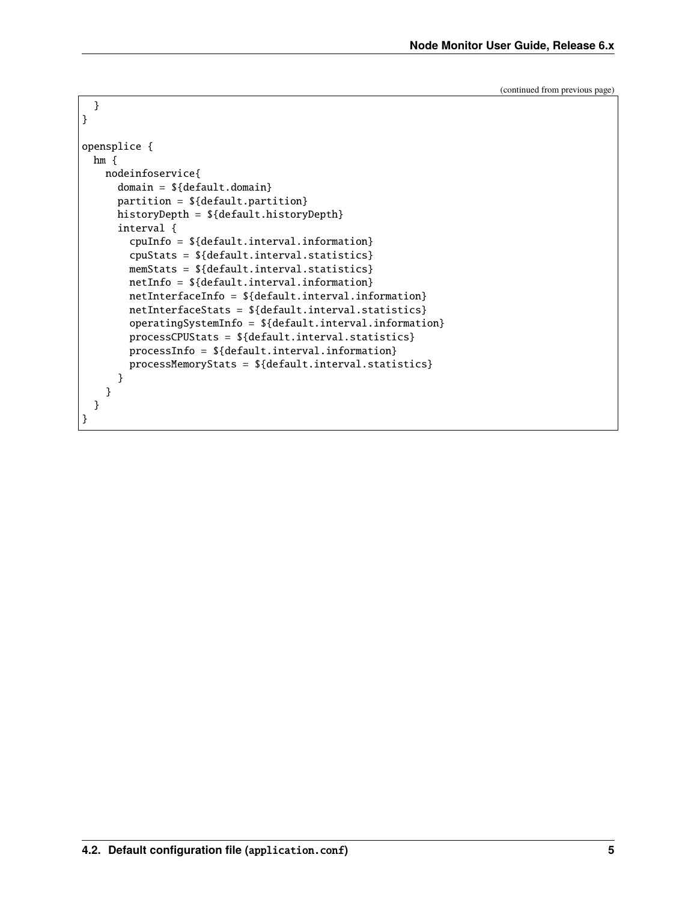(continued from previous page)

```
  }
}

opensplice {
  hm {
    nodeinfoservice{
      domain = ${default.domain}
      partition = ${default.partition}
      historyDepth = ${default.historyDepth}
      interval {
        cpuInfo = ${default.interval.information}
        cpuStats = ${default.interval.statistics}
        memStats = ${default.interval.statistics}
        netInfo = ${default.interval.information}
        netInterfaceInfo = ${default.interval.information}
        netInterfaceStats = ${default.interval.statistics}
        operatingSystemInfo = ${default.interval.information}
        processCPUStats = ${default.interval.statistics}
        processInfo = ${default.interval.information}
        processMemoryStats = ${default.interval.statistics}
      }
    }
  }
}
```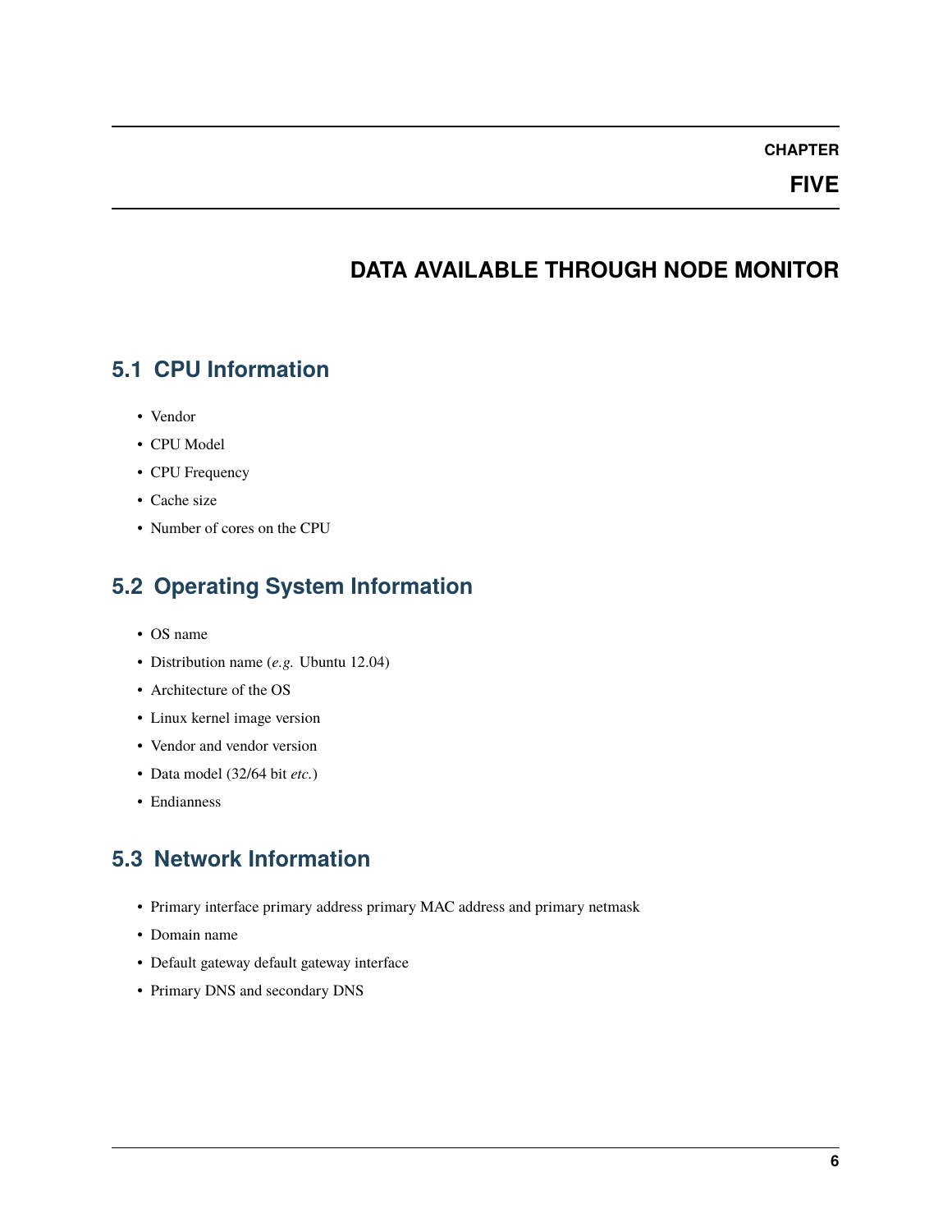# CHAPTER FIVE

# DATA AVAILABLE THROUGH NODE MONITOR

## 5.1 CPU Information

- Vendor
- CPU Model
- CPU Frequency
- Cache size
- Number of cores on the CPU

## 5.2 Operating System Information

- OS name
- Distribution name (*e.g.* Ubuntu 12.04)
- Architecture of the OS
- Linux kernel image version
- Vendor and vendor version
- Data model (32/64 bit *etc.*)
- Endianness

## 5.3 Network Information

- Primary interface primary address primary MAC address and primary netmask
- Domain name
- Default gateway default gateway interface
- Primary DNS and secondary DNS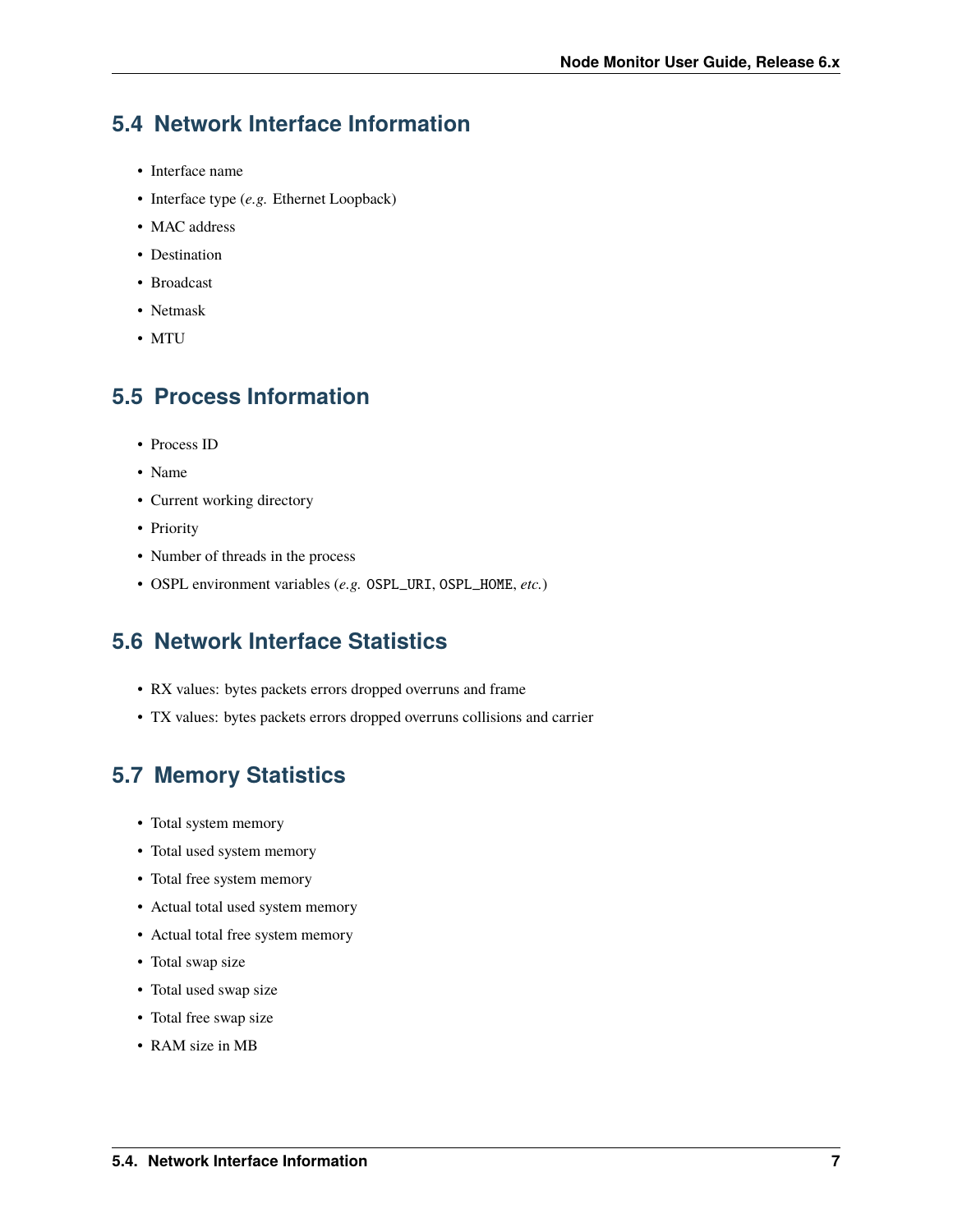## 5.4 Network Interface Information

- Interface name
- Interface type (*e.g.* Ethernet Loopback)
- MAC address
- Destination
- Broadcast
- Netmask
- MTU

## 5.5 Process Information

- Process ID
- Name
- Current working directory
- Priority
- Number of threads in the process
- OSPL environment variables (*e.g.* `OSPL_URI`, `OSPL_HOME`, *etc.*)

## 5.6 Network Interface Statistics

- RX values: bytes packets errors dropped overruns and frame
- TX values: bytes packets errors dropped overruns collisions and carrier

## 5.7 Memory Statistics

- Total system memory
- Total used system memory
- Total free system memory
- Actual total used system memory
- Actual total free system memory
- Total swap size
- Total used swap size
- Total free swap size
- RAM size in MB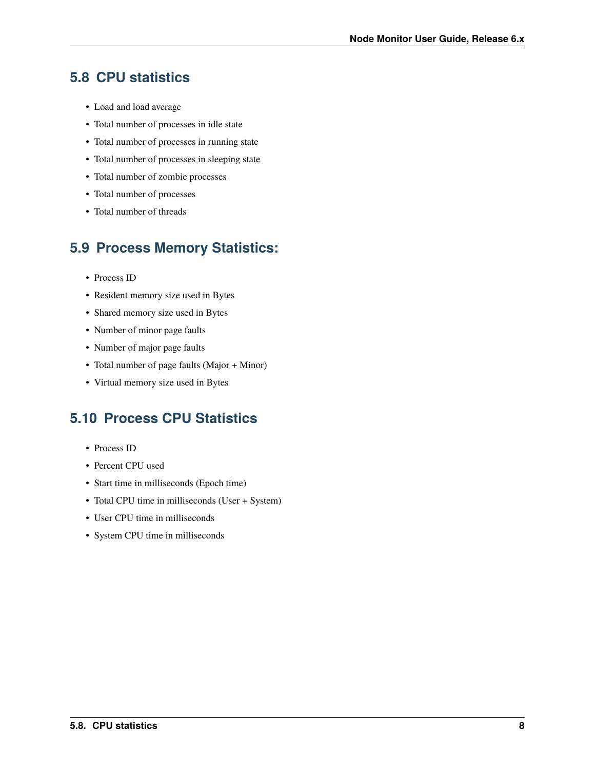## 5.8 CPU statistics

- Load and load average
- Total number of processes in idle state
- Total number of processes in running state
- Total number of processes in sleeping state
- Total number of zombie processes
- Total number of processes
- Total number of threads

## 5.9 Process Memory Statistics:

- Process ID
- Resident memory size used in Bytes
- Shared memory size used in Bytes
- Number of minor page faults
- Number of major page faults
- Total number of page faults (Major + Minor)
- Virtual memory size used in Bytes

## 5.10 Process CPU Statistics

- Process ID
- Percent CPU used
- Start time in milliseconds (Epoch time)
- Total CPU time in milliseconds (User + System)
- User CPU time in milliseconds
- System CPU time in milliseconds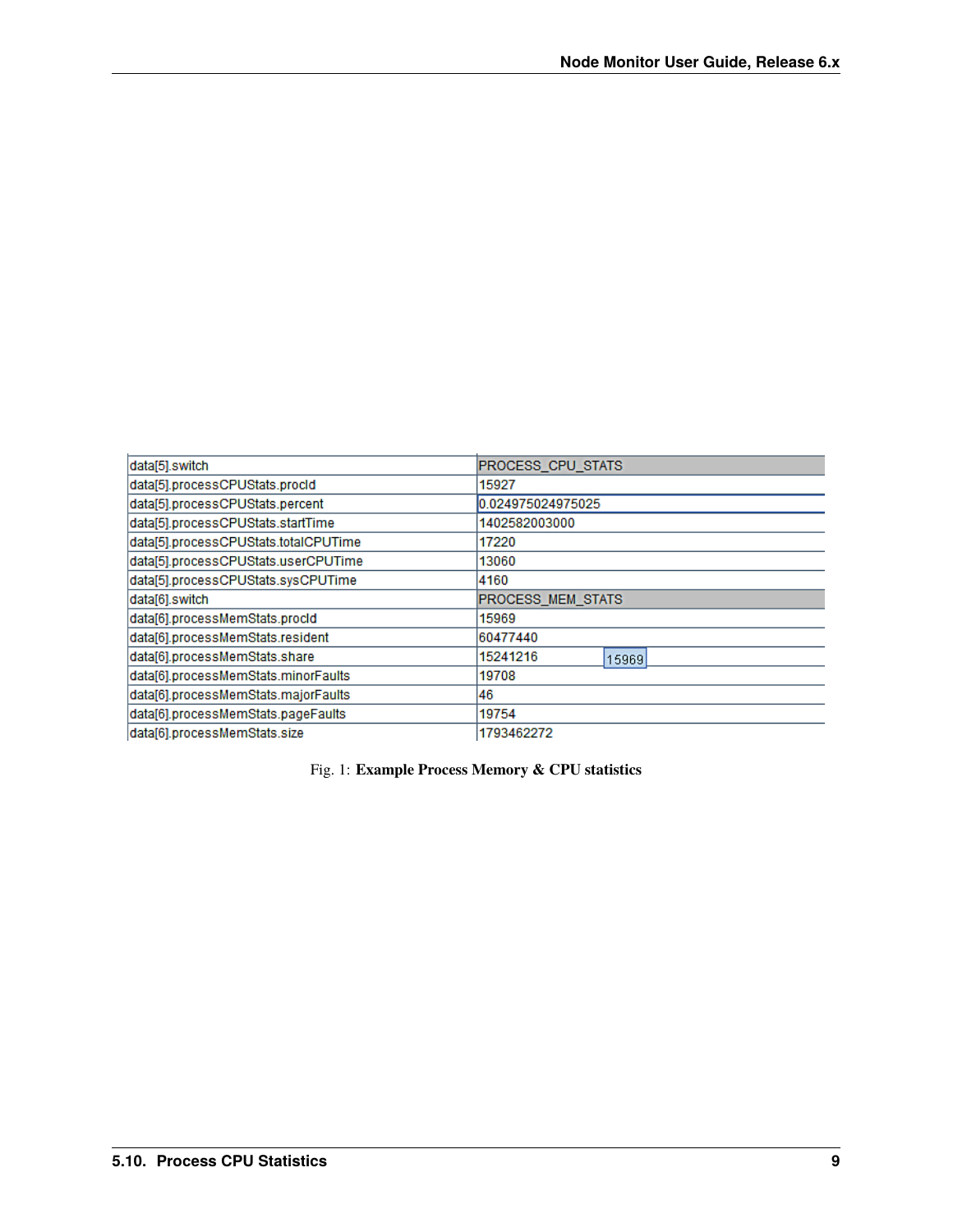| data[5].switch | PROCESS_CPU_STATS |
| --- | --- |
| data[5].processCPUStats.procId | 15927 |
| data[5].processCPUStats.percent | 0.024975024975025 |
| data[5].processCPUStats.startTime | 1402582003000 |
| data[5].processCPUStats.totalCPUTime | 17220 |
| data[5].processCPUStats.userCPUTime | 13060 |
| data[5].processCPUStats.sysCPUTime | 4160 |
| data[6].switch | PROCESS_MEM_STATS |
| data[6].processMemStats.procId | 15969 |
| data[6].processMemStats.resident | 60477440 |
| data[6].processMemStats.share | 15241216 |
| data[6].processMemStats.minorFaults | 19708 |
| data[6].processMemStats.majorFaults | 46 |
| data[6].processMemStats.pageFaults | 19754 |
| data[6].processMemStats.size | 1793462272 |

Fig. 1: **Example Process Memory & CPU statistics**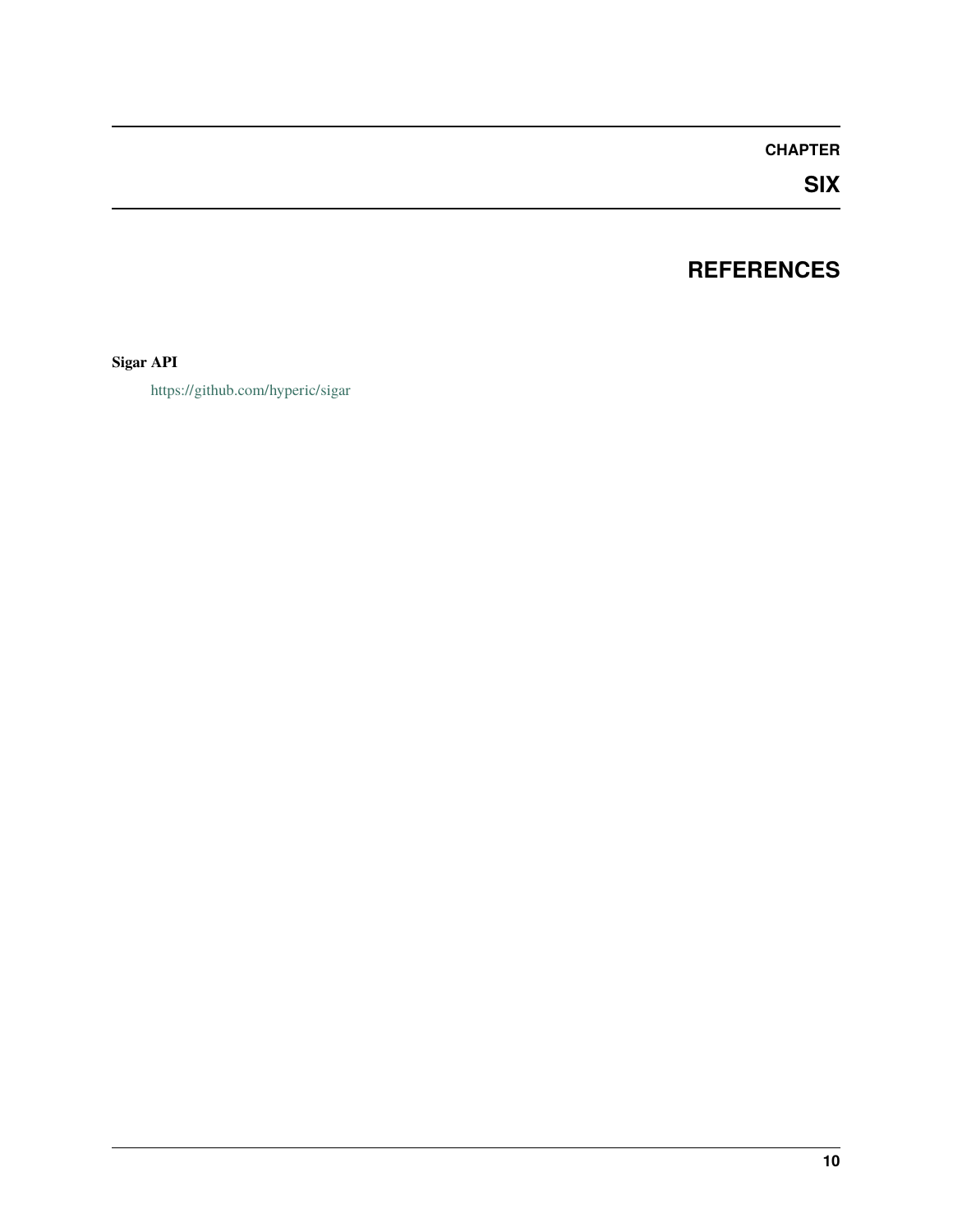# CHAPTER SIX

# REFERENCES

**Sigar API**

https://github.com/hyperic/sigar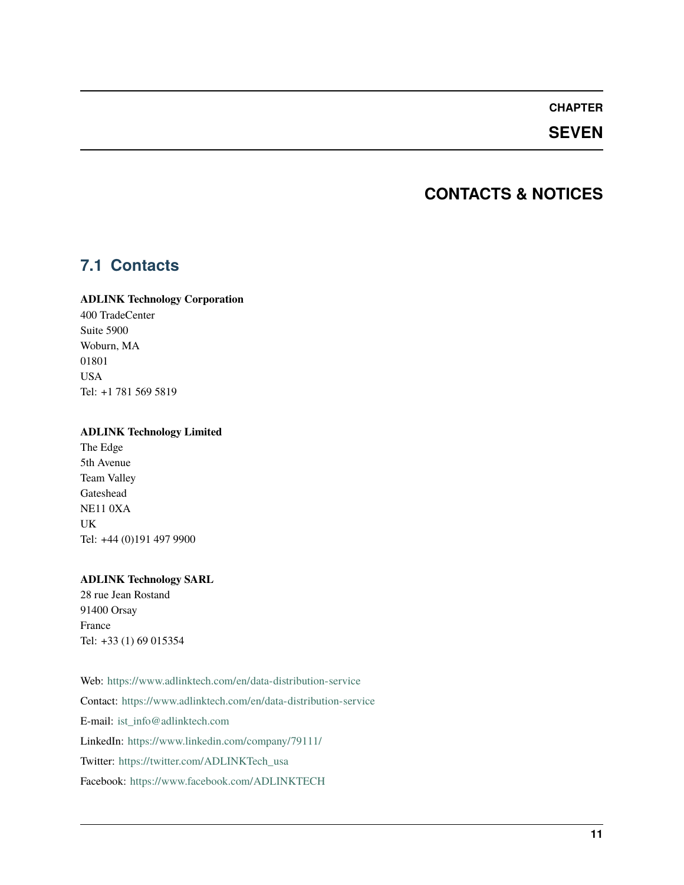# CHAPTER SEVEN

# CONTACTS & NOTICES

## 7.1 Contacts

**ADLINK Technology Corporation**
400 TradeCenter
Suite 5900
Woburn, MA
01801
USA
Tel: +1 781 569 5819

**ADLINK Technology Limited**
The Edge
5th Avenue
Team Valley
Gateshead
NE11 0XA
UK
Tel: +44 (0)191 497 9900

**ADLINK Technology SARL**
28 rue Jean Rostand
91400 Orsay
France
Tel: +33 (1) 69 015354

Web: https://www.adlinktech.com/en/data-distribution-service

Contact: https://www.adlinktech.com/en/data-distribution-service

E-mail: ist_info@adlinktech.com

LinkedIn: https://www.linkedin.com/company/79111/

Twitter: https://twitter.com/ADLINKTech_usa

Facebook: https://www.facebook.com/ADLINKTECH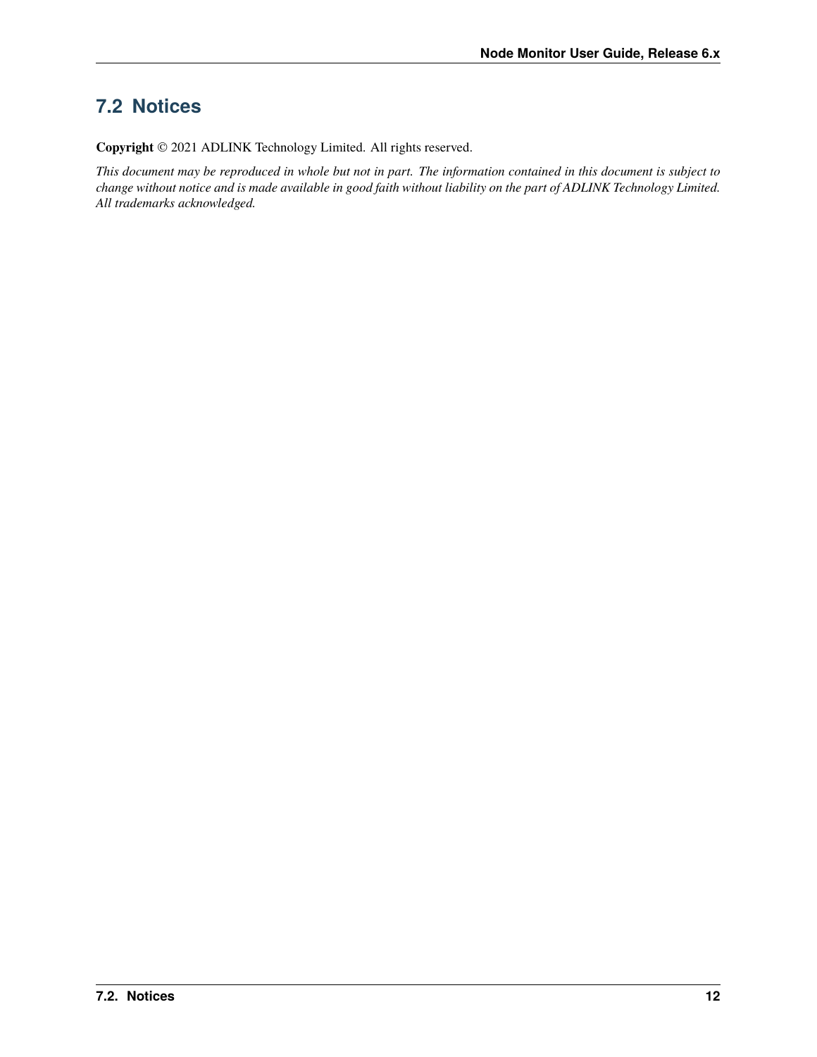## 7.2 Notices

**Copyright** © 2021 ADLINK Technology Limited. All rights reserved.

*This document may be reproduced in whole but not in part. The information contained in this document is subject to change without notice and is made available in good faith without liability on the part of ADLINK Technology Limited. All trademarks acknowledged.*